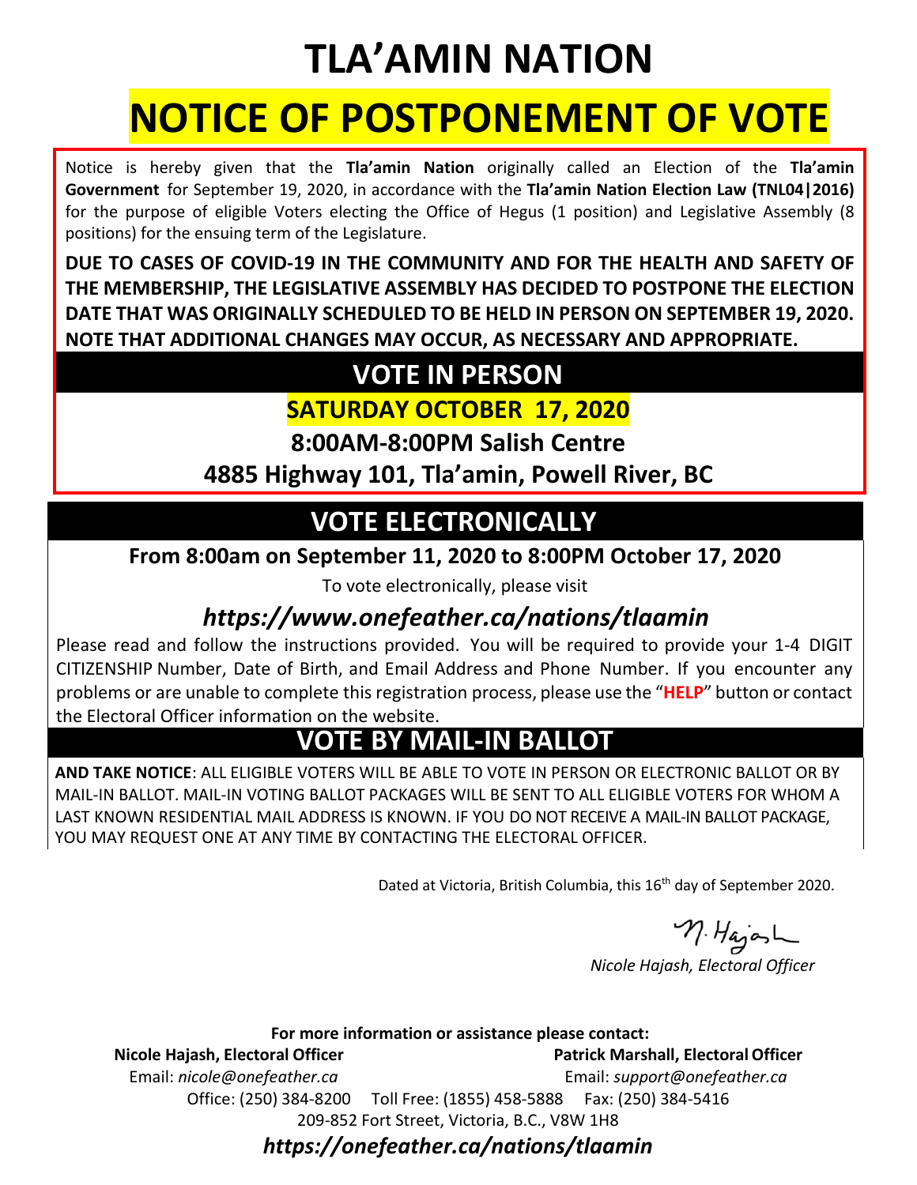# TLA'AMIN NATION

# NOTICE OF POSTPONEMENT OF VOTE

Notice is hereby given that the **Tla'amin Nation** originally called an Election of the **Tla'amin Government** for September 19, 2020, in accordance with the **Tla'amin Nation Election Law (TNL04|2016)** for the purpose of eligible Voters electing the Office of Hegus (1 position) and Legislative Assembly (8 positions) for the ensuing term of the Legislature.

**DUE TO CASES OF COVID-19 IN THE COMMUNITY AND FOR THE HEALTH AND SAFETY OF THE MEMBERSHIP, THE LEGISLATIVE ASSEMBLY HAS DECIDED TO POSTPONE THE ELECTION DATE THAT WAS ORIGINALLY SCHEDULED TO BE HELD IN PERSON ON SEPTEMBER 19, 2020. NOTE THAT ADDITIONAL CHANGES MAY OCCUR, AS NECESSARY AND APPROPRIATE.**

## VOTE IN PERSON

**SATURDAY OCTOBER 17, 2020**

**8:00AM-8:00PM Salish Centre**

**4885 Highway 101, Tla'amin, Powell River, BC**

## VOTE ELECTRONICALLY

**From 8:00am on September 11, 2020 to 8:00PM October 17, 2020**

To vote electronically, please visit

***https://www.onefeather.ca/nations/tlaamin***

Please read and follow the instructions provided. You will be required to provide your 1-4 DIGIT CITIZENSHIP Number, Date of Birth, and Email Address and Phone Number. If you encounter any problems or are unable to complete this registration process, please use the "**HELP**" button or contact the Electoral Officer information on the website.

## VOTE BY MAIL-IN BALLOT

**AND TAKE NOTICE**: ALL ELIGIBLE VOTERS WILL BE ABLE TO VOTE IN PERSON OR ELECTRONIC BALLOT OR BY MAIL-IN BALLOT. MAIL-IN VOTING BALLOT PACKAGES WILL BE SENT TO ALL ELIGIBLE VOTERS FOR WHOM A LAST KNOWN RESIDENTIAL MAIL ADDRESS IS KNOWN. IF YOU DO NOT RECEIVE A MAIL-IN BALLOT PACKAGE, YOU MAY REQUEST ONE AT ANY TIME BY CONTACTING THE ELECTORAL OFFICER.

Dated at Victoria, British Columbia, this 16th day of September 2020.

N. Hajash

*Nicole Hajash, Electoral Officer*

**For more information or assistance please contact:**

**Nicole Hajash, Electoral Officer**
Email: *nicole@onefeather.ca*

**Patrick Marshall, Electoral Officer**
Email: *support@onefeather.ca*

Office: (250) 384-8200 Toll Free: (1855) 458-5888 Fax: (250) 384-5416

209-852 Fort Street, Victoria, B.C., V8W 1H8

***https://onefeather.ca/nations/tlaamin***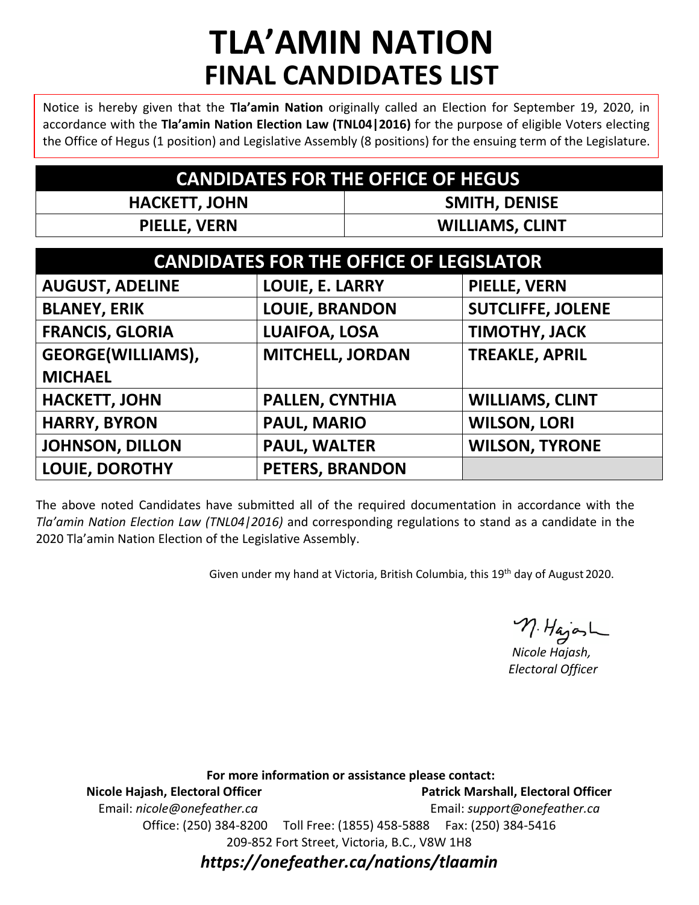# TLA'AMIN NATION
## FINAL CANDIDATES LIST

Notice is hereby given that the **Tla'amin Nation** originally called an Election for September 19, 2020, in accordance with the **Tla'amin Nation Election Law (TNL04|2016)** for the purpose of eligible Voters electing the Office of Hegus (1 position) and Legislative Assembly (8 positions) for the ensuing term of the Legislature.

| CANDIDATES FOR THE OFFICE OF HEGUS | |
|---|---|
| HACKETT, JOHN | SMITH, DENISE |
| PIELLE, VERN | WILLIAMS, CLINT |

| CANDIDATES FOR THE OFFICE OF LEGISLATOR | | |
|---|---|---|
| AUGUST, ADELINE | LOUIE, E. LARRY | PIELLE, VERN |
| BLANEY, ERIK | LOUIE, BRANDON | SUTCLIFFE, JOLENE |
| FRANCIS, GLORIA | LUAIFOA, LOSA | TIMOTHY, JACK |
| GEORGE(WILLIAMS), MICHAEL | MITCHELL, JORDAN | TREAKLE, APRIL |
| HACKETT, JOHN | PALLEN, CYNTHIA | WILLIAMS, CLINT |
| HARRY, BYRON | PAUL, MARIO | WILSON, LORI |
| JOHNSON, DILLON | PAUL, WALTER | WILSON, TYRONE |
| LOUIE, DOROTHY | PETERS, BRANDON | |

The above noted Candidates have submitted all of the required documentation in accordance with the *Tla'amin Nation Election Law (TNL04|2016)* and corresponding regulations to stand as a candidate in the 2020 Tla'amin Nation Election of the Legislative Assembly.

Given under my hand at Victoria, British Columbia, this 19th day of August 2020.

N. Hajash

*Nicole Hajash,*
*Electoral Officer*

**For more information or assistance please contact:**

**Nicole Hajash, Electoral Officer**
Email: *nicole@onefeather.ca*

**Patrick Marshall, Electoral Officer**
Email: *support@onefeather.ca*

Office: (250) 384-8200 Toll Free: (1855) 458-5888 Fax: (250) 384-5416
209-852 Fort Street, Victoria, B.C., V8W 1H8

***https://onefeather.ca/nations/tlaamin***